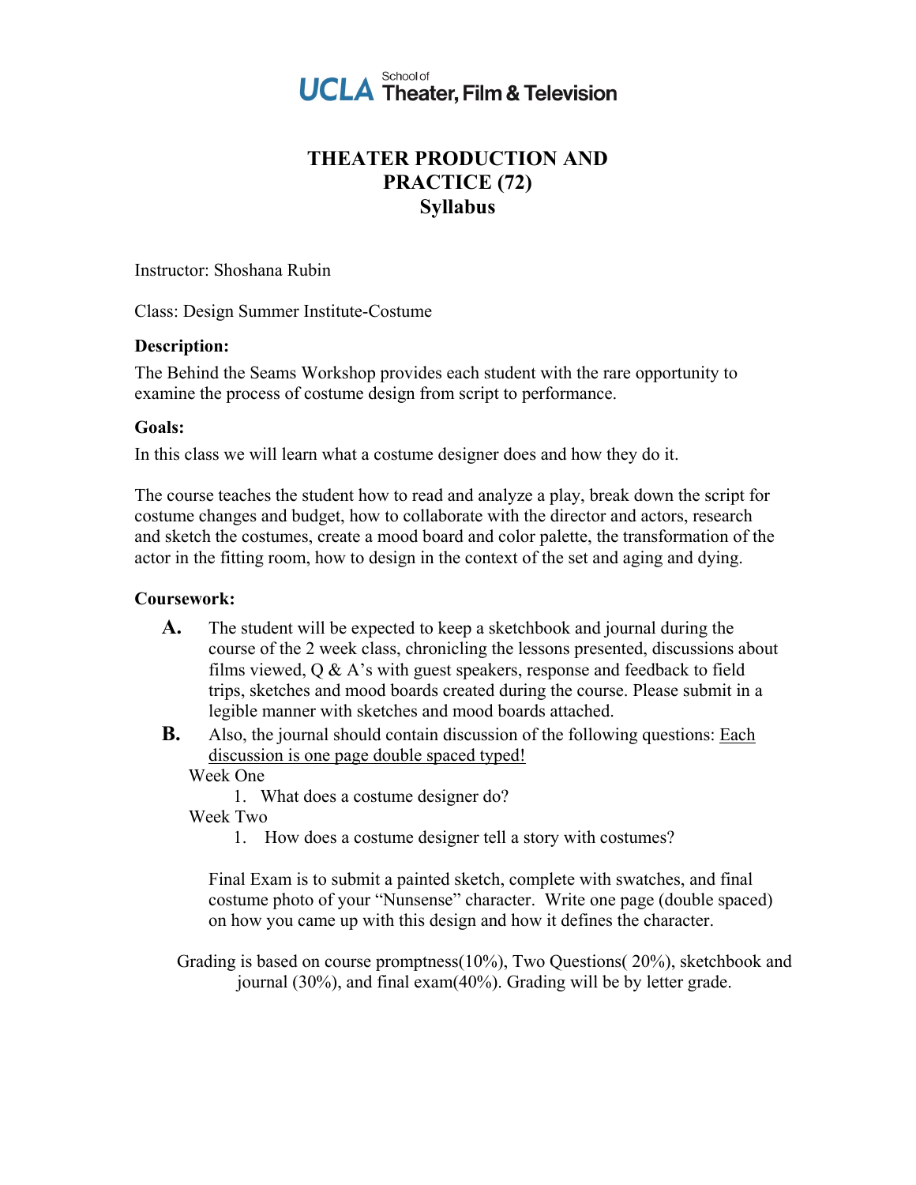UCLA School of Theater, Film & Television

# THEATER PRODUCTION AND PRACTICE (72)
# Syllabus

Instructor: Shoshana Rubin

Class: Design Summer Institute-Costume

**Description:**

The Behind the Seams Workshop provides each student with the rare opportunity to examine the process of costume design from script to performance.

**Goals:**

In this class we will learn what a costume designer does and how they do it.

The course teaches the student how to read and analyze a play, break down the script for costume changes and budget, how to collaborate with the director and actors, research and sketch the costumes, create a mood board and color palette, the transformation of the actor in the fitting room, how to design in the context of the set and aging and dying.

**Coursework:**

**A.** The student will be expected to keep a sketchbook and journal during the course of the 2 week class, chronicling the lessons presented, discussions about films viewed, Q & A's with guest speakers, response and feedback to field trips, sketches and mood boards created during the course. Please submit in a legible manner with sketches and mood boards attached.

**B.** Also, the journal should contain discussion of the following questions: <u>Each discussion is one page double spaced typed!</u>

Week One

1. What does a costume designer do?

Week Two

1. How does a costume designer tell a story with costumes?

Final Exam is to submit a painted sketch, complete with swatches, and final costume photo of your "Nunsense" character. Write one page (double spaced) on how you came up with this design and how it defines the character.

Grading is based on course promptness(10%), Two Questions( 20%), sketchbook and journal (30%), and final exam(40%). Grading will be by letter grade.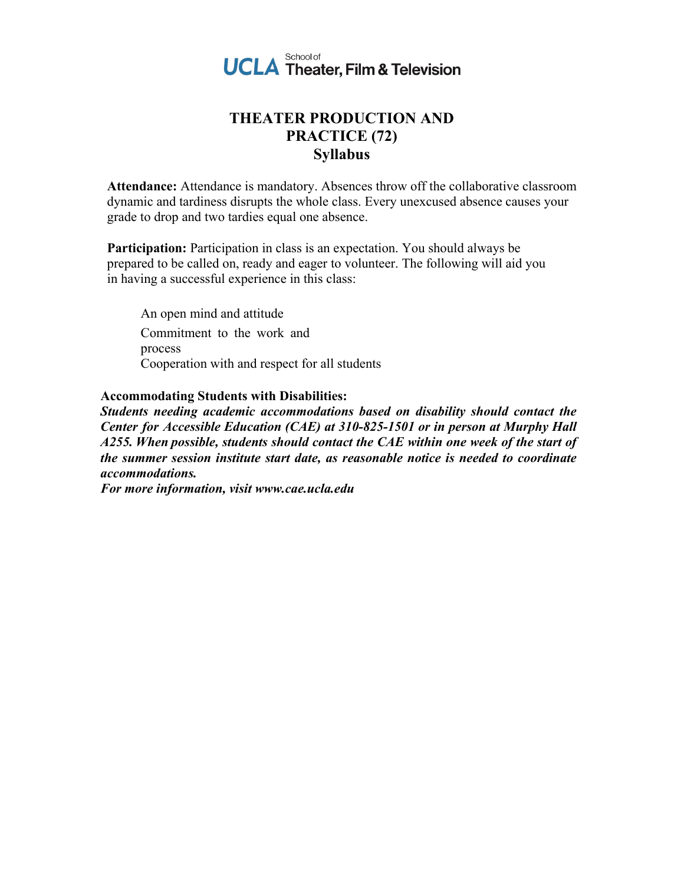UCLA School of Theater, Film & Television

# THEATER PRODUCTION AND PRACTICE (72) Syllabus

**Attendance:** Attendance is mandatory. Absences throw off the collaborative classroom dynamic and tardiness disrupts the whole class. Every unexcused absence causes your grade to drop and two tardies equal one absence.

**Participation:** Participation in class is an expectation. You should always be prepared to be called on, ready and eager to volunteer. The following will aid you in having a successful experience in this class:

- An open mind and attitude
- Commitment to the work and process
- Cooperation with and respect for all students

**Accommodating Students with Disabilities:**

***Students needing academic accommodations based on disability should contact the Center for Accessible Education (CAE) at 310-825-1501 or in person at Murphy Hall A255. When possible, students should contact the CAE within one week of the start of the summer session institute start date, as reasonable notice is needed to coordinate accommodations.***

***For more information, visit www.cae.ucla.edu***